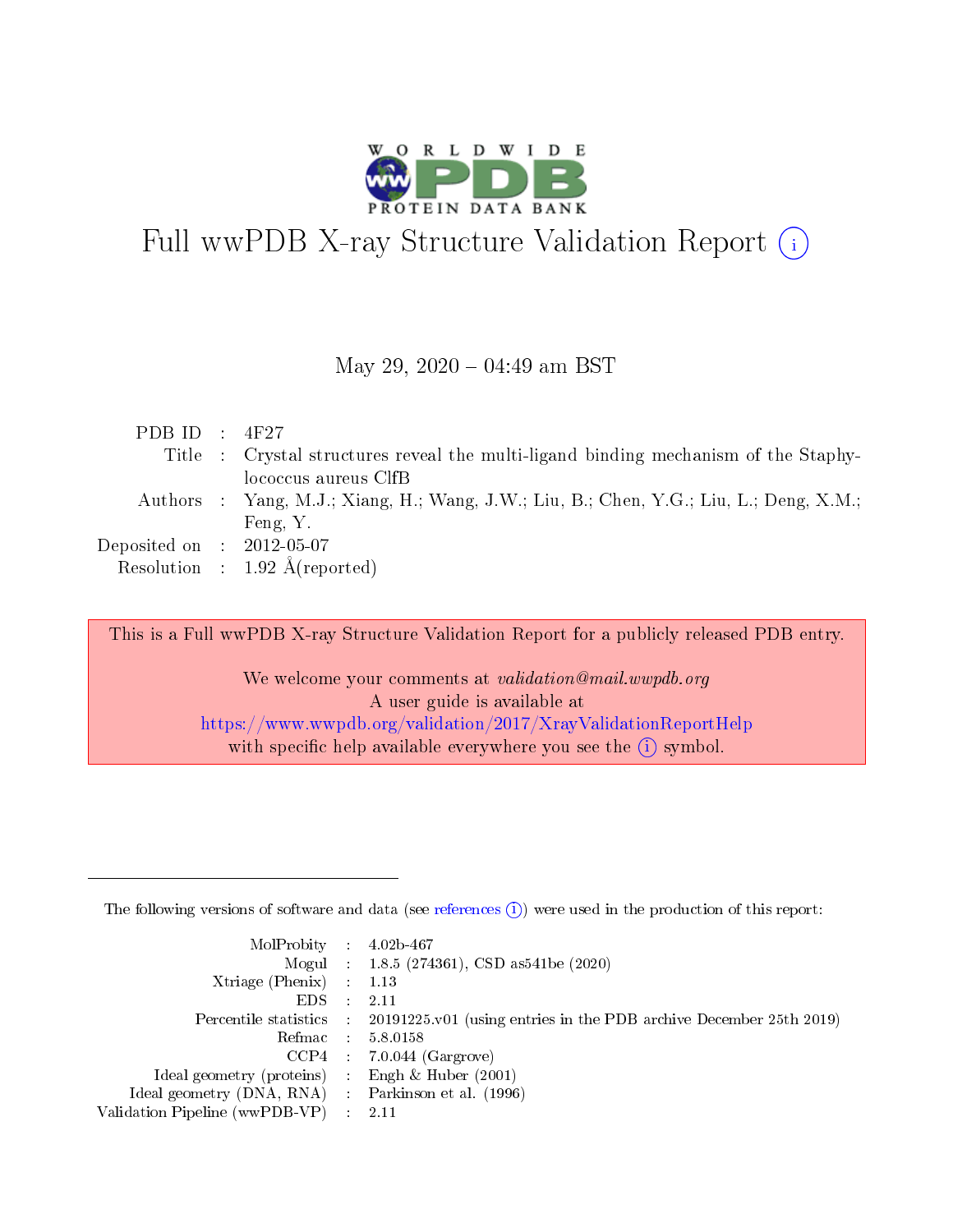# Full wwPDB X-ray Structure Validation Report (i)

May 29, 2020 – 04:49 am BST

| | | |
|---|---|---|
| PDB ID | : | 4F27 |
| Title | : | Crystal structures reveal the multi-ligand binding mechanism of the Staphylococcus aureus ClfB |
| Authors | : | Yang, M.J.; Xiang, H.; Wang, J.W.; Liu, B.; Chen, Y.G.; Liu, L.; Deng, X.M.; Feng, Y. |
| Deposited on | : | 2012-05-07 |
| Resolution | : | 1.92 Å(reported) |

This is a Full wwPDB X-ray Structure Validation Report for a publicly released PDB entry.

We welcome your comments at *validation@mail.wwpdb.org*
A user guide is available at
https://www.wwpdb.org/validation/2017/XrayValidationReportHelp
with specific help available everywhere you see the (i) symbol.

---

The following versions of software and data (see references (i)) were used in the production of this report:

| | | |
|---|---|---|
| MolProbity | : | 4.02b-467 |
| Mogul | : | 1.8.5 (274361), CSD as541be (2020) |
| Xtriage (Phenix) | : | 1.13 |
| EDS | : | 2.11 |
| Percentile statistics | : | 20191225.v01 (using entries in the PDB archive December 25th 2019) |
| Refmac | : | 5.8.0158 |
| CCP4 | : | 7.0.044 (Gargrove) |
| Ideal geometry (proteins) | : | Engh & Huber (2001) |
| Ideal geometry (DNA, RNA) | : | Parkinson et al. (1996) |
| Validation Pipeline (wwPDB-VP) | : | 2.11 |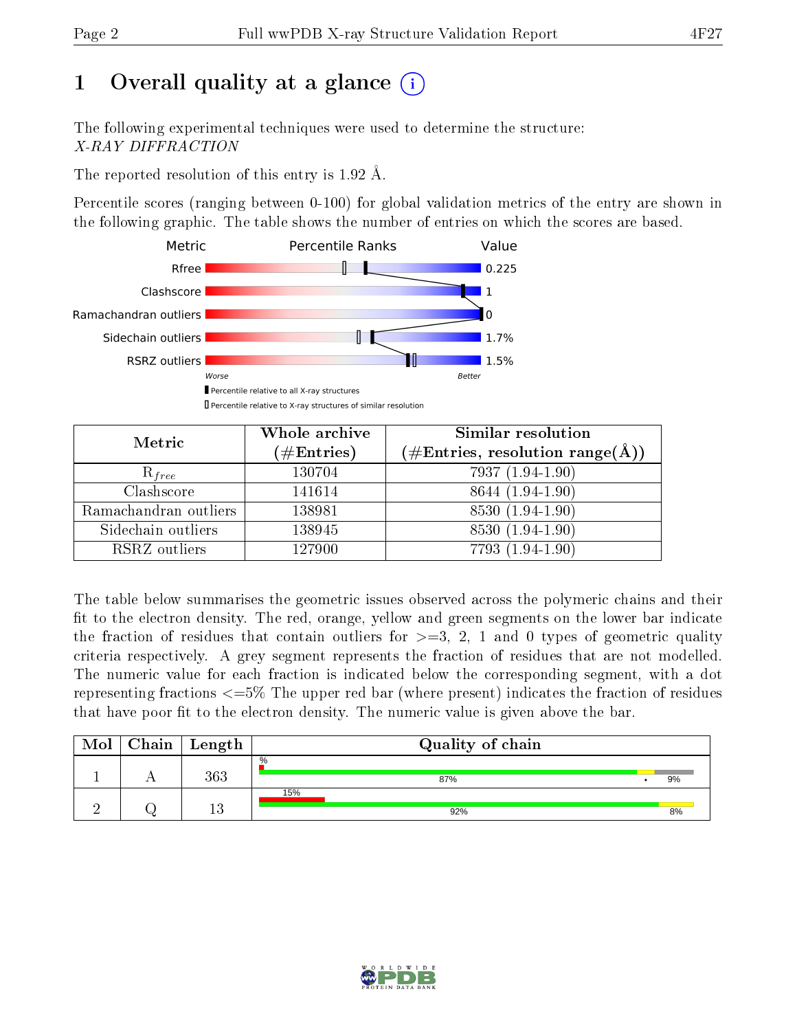# 1 Overall quality at a glance

The following experimental techniques were used to determine the structure: *X-RAY DIFFRACTION*

The reported resolution of this entry is 1.92 Å.

Percentile scores (ranging between 0-100) for global validation metrics of the entry are shown in the following graphic. The table shows the number of entries on which the scores are based.

Metric
Percentile Ranks
Value
Rfree 0.225
Clashscore 1
Ramachandran outliers 0
Sidechain outliers 1.7%
RSRZ outliers 1.5%
Worse
Better
Percentile relative to all X-ray structures
Percentile relative to X-ray structures of similar resolution

| Metric | Whole archive (#Entries) | Similar resolution (#Entries, resolution range(Å)) |
|---|---|---|
| $R_{free}$ | 130704 | 7937 (1.94-1.90) |
| Clashscore | 141614 | 8644 (1.94-1.90) |
| Ramachandran outliers | 138981 | 8530 (1.94-1.90) |
| Sidechain outliers | 138945 | 8530 (1.94-1.90) |
| RSRZ outliers | 127900 | 7793 (1.94-1.90) |

The table below summarises the geometric issues observed across the polymeric chains and their fit to the electron density. The red, orange, yellow and green segments on the lower bar indicate the fraction of residues that contain outliers for >=3, 2, 1 and 0 types of geometric quality criteria respectively. A grey segment represents the fraction of residues that are not modelled. The numeric value for each fraction is indicated below the corresponding segment, with a dot representing fractions <=5% The upper red bar (where present) indicates the fraction of residues that have poor fit to the electron density. The numeric value is given above the bar.

| Mol | Chain | Length | Quality of chain |
|---|---|---|---|
| 1 | A | 363 | % / 87% • 9% |
| 2 | Q | 13 | 15% / 92% 8% |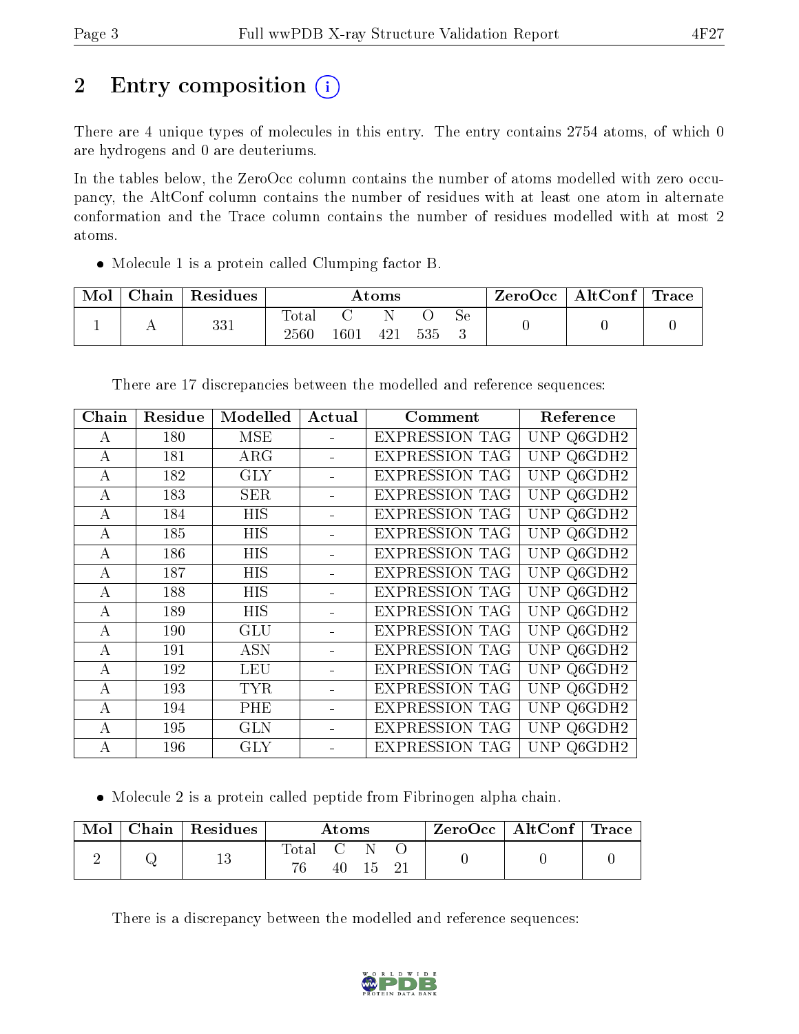# 2 Entry composition (i)

There are 4 unique types of molecules in this entry. The entry contains 2754 atoms, of which 0 are hydrogens and 0 are deuteriums.

In the tables below, the ZeroOcc column contains the number of atoms modelled with zero occupancy, the AltConf column contains the number of residues with at least one atom in alternate conformation and the Trace column contains the number of residues modelled with at most 2 atoms.

- Molecule 1 is a protein called Clumping factor B.

| Mol | Chain | Residues | Atoms | | | | | ZeroOcc | AltConf | Trace |
|---|---|---|---|---|---|---|---|---|---|---|
| 1 | A | 331 | Total 2560 | C 1601 | N 421 | O 535 | Se 3 | 0 | 0 | 0 |

There are 17 discrepancies between the modelled and reference sequences:

| Chain | Residue | Modelled | Actual | Comment | Reference |
|---|---|---|---|---|---|
| A | 180 | MSE | - | EXPRESSION TAG | UNP Q6GDH2 |
| A | 181 | ARG | - | EXPRESSION TAG | UNP Q6GDH2 |
| A | 182 | GLY | - | EXPRESSION TAG | UNP Q6GDH2 |
| A | 183 | SER | - | EXPRESSION TAG | UNP Q6GDH2 |
| A | 184 | HIS | - | EXPRESSION TAG | UNP Q6GDH2 |
| A | 185 | HIS | - | EXPRESSION TAG | UNP Q6GDH2 |
| A | 186 | HIS | - | EXPRESSION TAG | UNP Q6GDH2 |
| A | 187 | HIS | - | EXPRESSION TAG | UNP Q6GDH2 |
| A | 188 | HIS | - | EXPRESSION TAG | UNP Q6GDH2 |
| A | 189 | HIS | - | EXPRESSION TAG | UNP Q6GDH2 |
| A | 190 | GLU | - | EXPRESSION TAG | UNP Q6GDH2 |
| A | 191 | ASN | - | EXPRESSION TAG | UNP Q6GDH2 |
| A | 192 | LEU | - | EXPRESSION TAG | UNP Q6GDH2 |
| A | 193 | TYR | - | EXPRESSION TAG | UNP Q6GDH2 |
| A | 194 | PHE | - | EXPRESSION TAG | UNP Q6GDH2 |
| A | 195 | GLN | - | EXPRESSION TAG | UNP Q6GDH2 |
| A | 196 | GLY | - | EXPRESSION TAG | UNP Q6GDH2 |

- Molecule 2 is a protein called peptide from Fibrinogen alpha chain.

| Mol | Chain | Residues | Atoms | | | | ZeroOcc | AltConf | Trace |
|---|---|---|---|---|---|---|---|---|---|
| 2 | Q | 13 | Total 76 | C 40 | N 15 | O 21 | 0 | 0 | 0 |

There is a discrepancy between the modelled and reference sequences: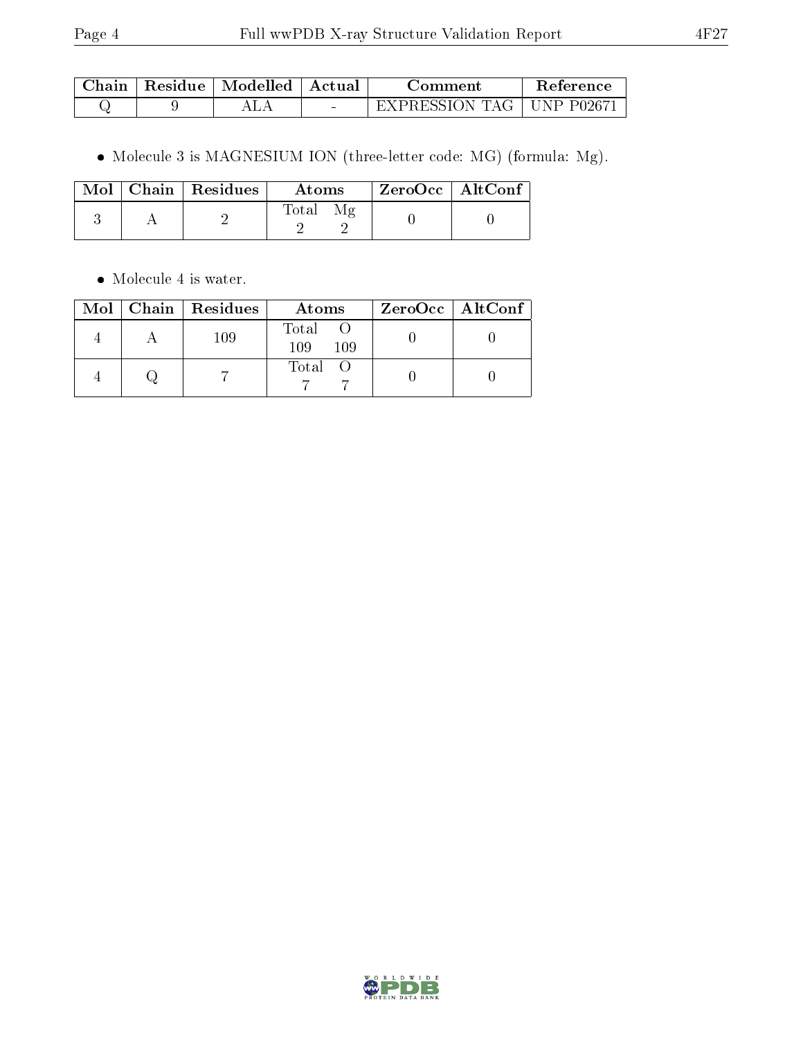| Chain | Residue | Modelled | Actual | Comment | Reference |
|---|---|---|---|---|---|
| Q | 9 | ALA | - | EXPRESSION TAG | UNP P02671 |

- Molecule 3 is MAGNESIUM ION (three-letter code: MG) (formula: Mg).

| Mol | Chain | Residues | Atoms | ZeroOcc | AltConf |
|---|---|---|---|---|---|
| 3 | A | 2 | Total Mg<br>2 2 | 0 | 0 |

- Molecule 4 is water.

| Mol | Chain | Residues | Atoms | ZeroOcc | AltConf |
|---|---|---|---|---|---|
| 4 | A | 109 | Total O<br>109 109 | 0 | 0 |
| 4 | Q | 7 | Total O<br>7 7 | 0 | 0 |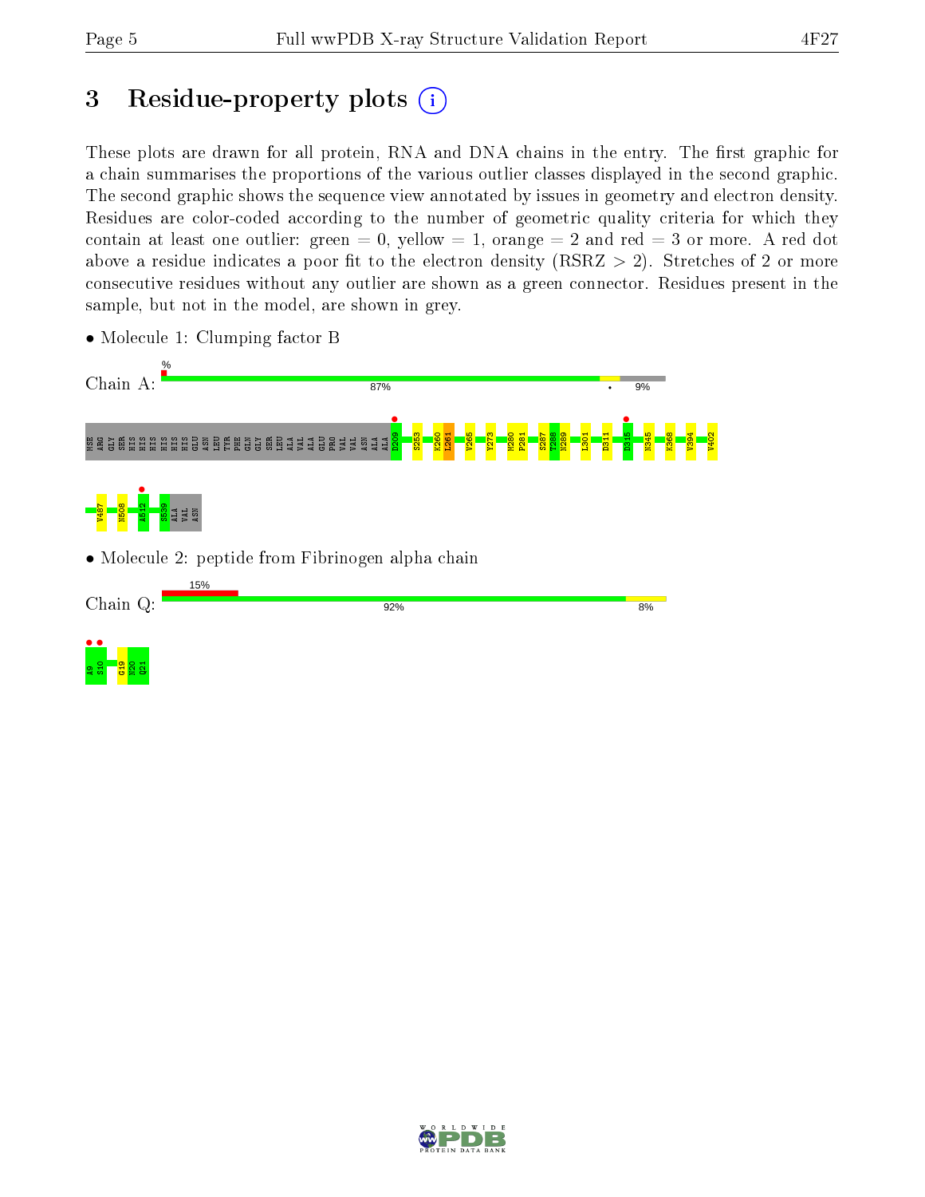# 3 Residue-property plots

These plots are drawn for all protein, RNA and DNA chains in the entry. The first graphic for a chain summarises the proportions of the various outlier classes displayed in the second graphic. The second graphic shows the sequence view annotated by issues in geometry and electron density. Residues are color-coded according to the number of geometric quality criteria for which they contain at least one outlier: green = 0, yellow = 1, orange = 2 and red = 3 or more. A red dot above a residue indicates a poor fit to the electron density (RSRZ > 2). Stretches of 2 or more consecutive residues without any outlier are shown as a green connector. Residues present in the sample, but not in the model, are shown in grey.

- Molecule 1: Clumping factor B

Chain A:

%

87%

•

9%

MSE ARG GLY SER HIS HIS HIS HIS HIS HIS GLU ASN LEU TYR PHE GLN GLY SER LEU ALA VAL ALA GLU PRO VAL VAL ASN ALA ALA D209 S253 K260 L261 V265 Y273 M280 P281 S287 T288 N289 L301 D311 D315 N345 K368 V394 V402

V487 N508 A512 S539 ALA VAL ASN

- Molecule 2: peptide from Fibrinogen alpha chain

Chain Q:

15%

92%

8%

A9 S10 G19 N20 Q21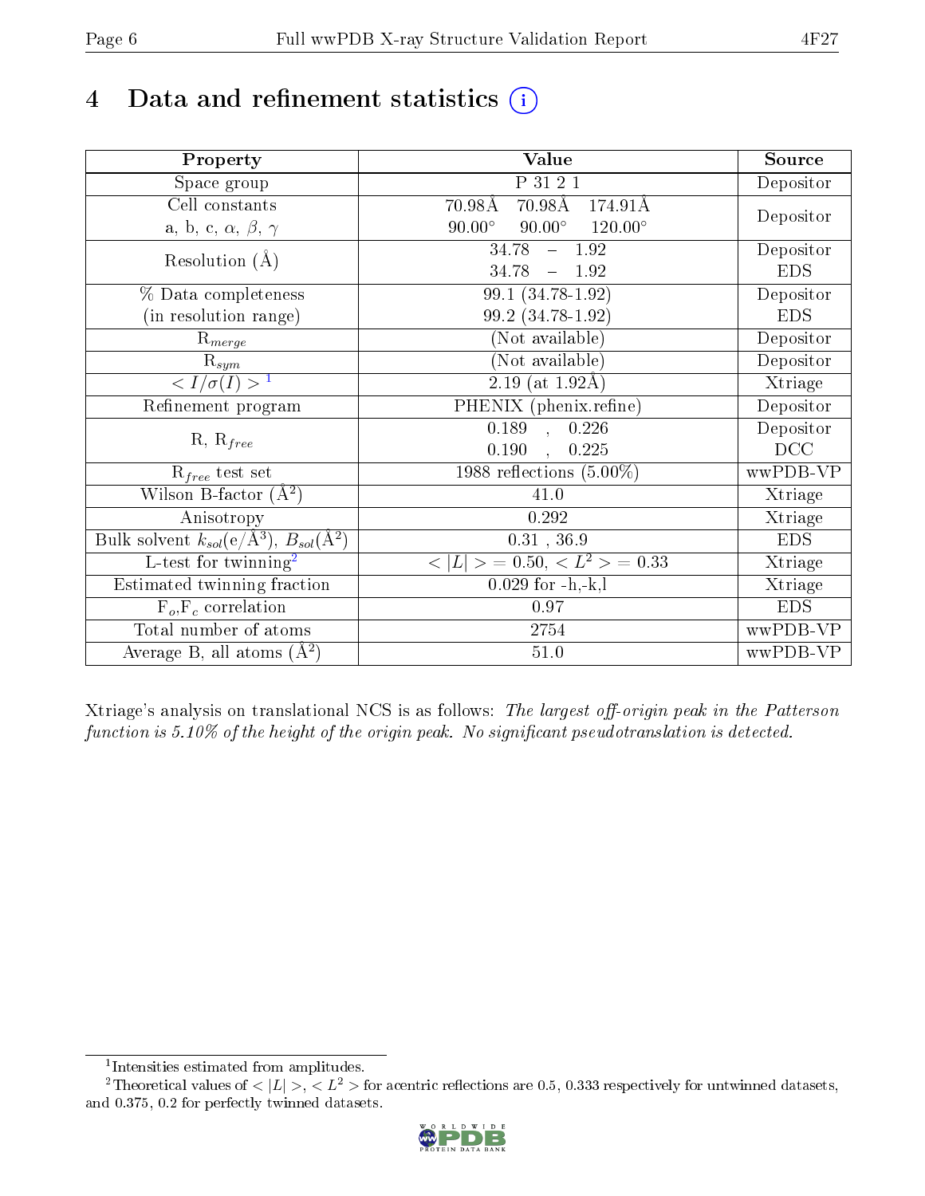# 4 Data and refinement statistics

| Property | Value | Source |
|---|---|---|
| Space group | P 31 2 1 | Depositor |
| Cell constants<br>a, b, c, $\alpha$, $\beta$, $\gamma$ | 70.98Å 70.98Å 174.91Å<br>90.00° 90.00° 120.00° | Depositor |
| Resolution (Å) | 34.78 – 1.92<br>34.78 – 1.92 | Depositor<br>EDS |
| % Data completeness<br>(in resolution range) | 99.1 (34.78-1.92)<br>99.2 (34.78-1.92) | Depositor<br>EDS |
| $R_{merge}$ | (Not available) | Depositor |
| $R_{sym}$ | (Not available) | Depositor |
| $< I/\sigma(I) >$ [1] | 2.19 (at 1.92Å) | Xtriage |
| Refinement program | PHENIX (phenix.refine) | Depositor |
| R, $R_{free}$ | 0.189 , 0.226<br>0.190 , 0.225 | Depositor<br>DCC |
| $R_{free}$ test set | 1988 reflections (5.00%) | wwPDB-VP |
| Wilson B-factor (Å$^2$) | 41.0 | Xtriage |
| Anisotropy | 0.292 | Xtriage |
| Bulk solvent $k_{sol}$(e/Å$^3$), $B_{sol}$(Å$^2$) | 0.31 , 36.9 | EDS |
| L-test for twinning[2] | $< \|L\| >$ = 0.50, $< L^2 >$ = 0.33 | Xtriage |
| Estimated twinning fraction | 0.029 for -h,-k,l | Xtriage |
| $F_o$,$F_c$ correlation | 0.97 | EDS |
| Total number of atoms | 2754 | wwPDB-VP |
| Average B, all atoms (Å$^2$) | 51.0 | wwPDB-VP |

Xtriage's analysis on translational NCS is as follows: *The largest off-origin peak in the Patterson function is 5.10% of the height of the origin peak. No significant pseudotranslation is detected.*

[1] Intensities estimated from amplitudes.

[2] Theoretical values of $< |L| >$, $< L^2 >$ for acentric reflections are 0.5, 0.333 respectively for untwinned datasets, and 0.375, 0.2 for perfectly twinned datasets.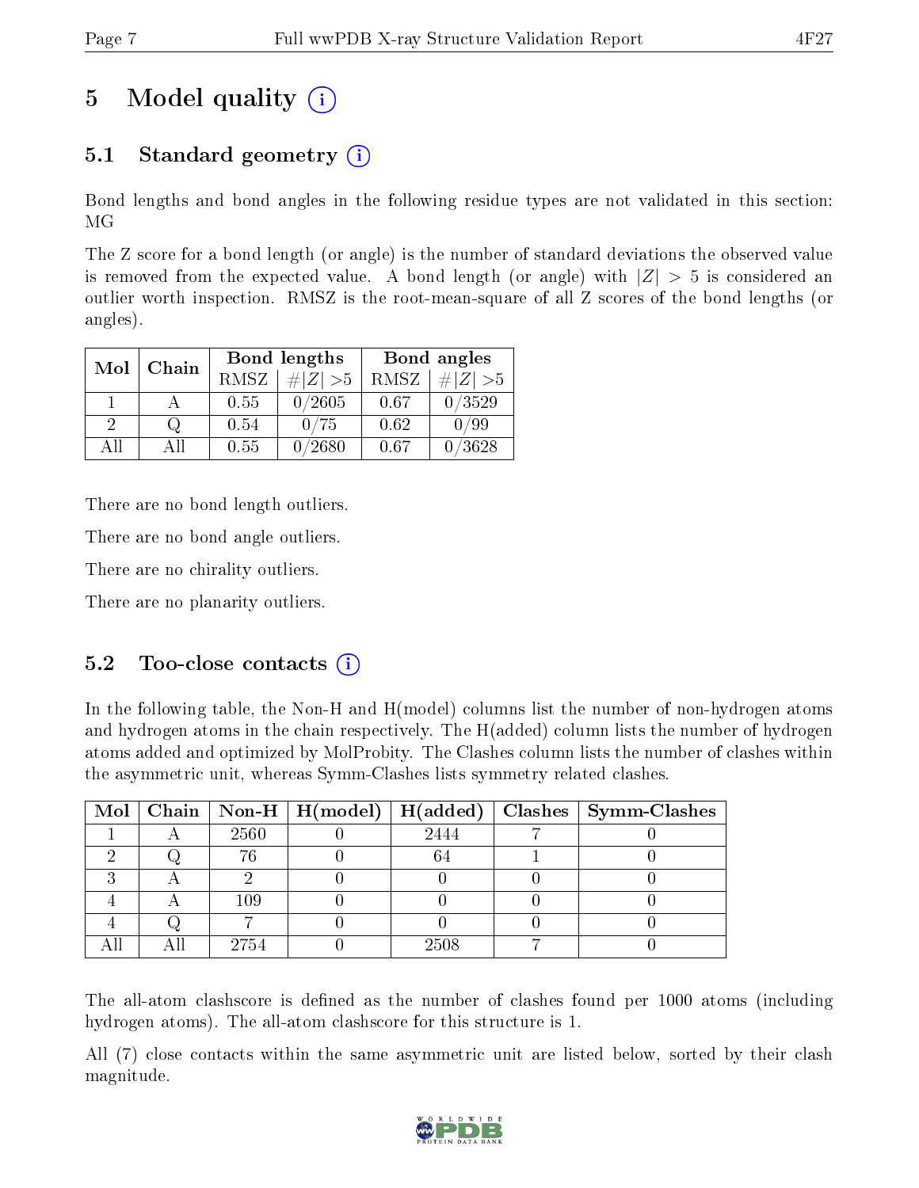# 5 Model quality (i)

## 5.1 Standard geometry (i)

Bond lengths and bond angles in the following residue types are not validated in this section: MG

The Z score for a bond length (or angle) is the number of standard deviations the observed value is removed from the expected value. A bond length (or angle) with $|Z| > 5$ is considered an outlier worth inspection. RMSZ is the root-mean-square of all Z scores of the bond lengths (or angles).

| Mol | Chain | Bond lengths | | Bond angles | |
|---|---|---|---|---|---|
| | | RMSZ | #$\|Z\|$ >5 | RMSZ | #$\|Z\|$ >5 |
| 1 | A | 0.55 | 0/2605 | 0.67 | 0/3529 |
| 2 | Q | 0.54 | 0/75 | 0.62 | 0/99 |
| All | All | 0.55 | 0/2680 | 0.67 | 0/3628 |

There are no bond length outliers.

There are no bond angle outliers.

There are no chirality outliers.

There are no planarity outliers.

## 5.2 Too-close contacts (i)

In the following table, the Non-H and H(model) columns list the number of non-hydrogen atoms and hydrogen atoms in the chain respectively. The H(added) column lists the number of hydrogen atoms added and optimized by MolProbity. The Clashes column lists the number of clashes within the asymmetric unit, whereas Symm-Clashes lists symmetry related clashes.

| Mol | Chain | Non-H | H(model) | H(added) | Clashes | Symm-Clashes |
|---|---|---|---|---|---|---|
| 1 | A | 2560 | 0 | 2444 | 7 | 0 |
| 2 | Q | 76 | 0 | 64 | 1 | 0 |
| 3 | A | 2 | 0 | 0 | 0 | 0 |
| 4 | A | 109 | 0 | 0 | 0 | 0 |
| 4 | Q | 7 | 0 | 0 | 0 | 0 |
| All | All | 2754 | 0 | 2508 | 7 | 0 |

The all-atom clashscore is defined as the number of clashes found per 1000 atoms (including hydrogen atoms). The all-atom clashscore for this structure is 1.

All (7) close contacts within the same asymmetric unit are listed below, sorted by their clash magnitude.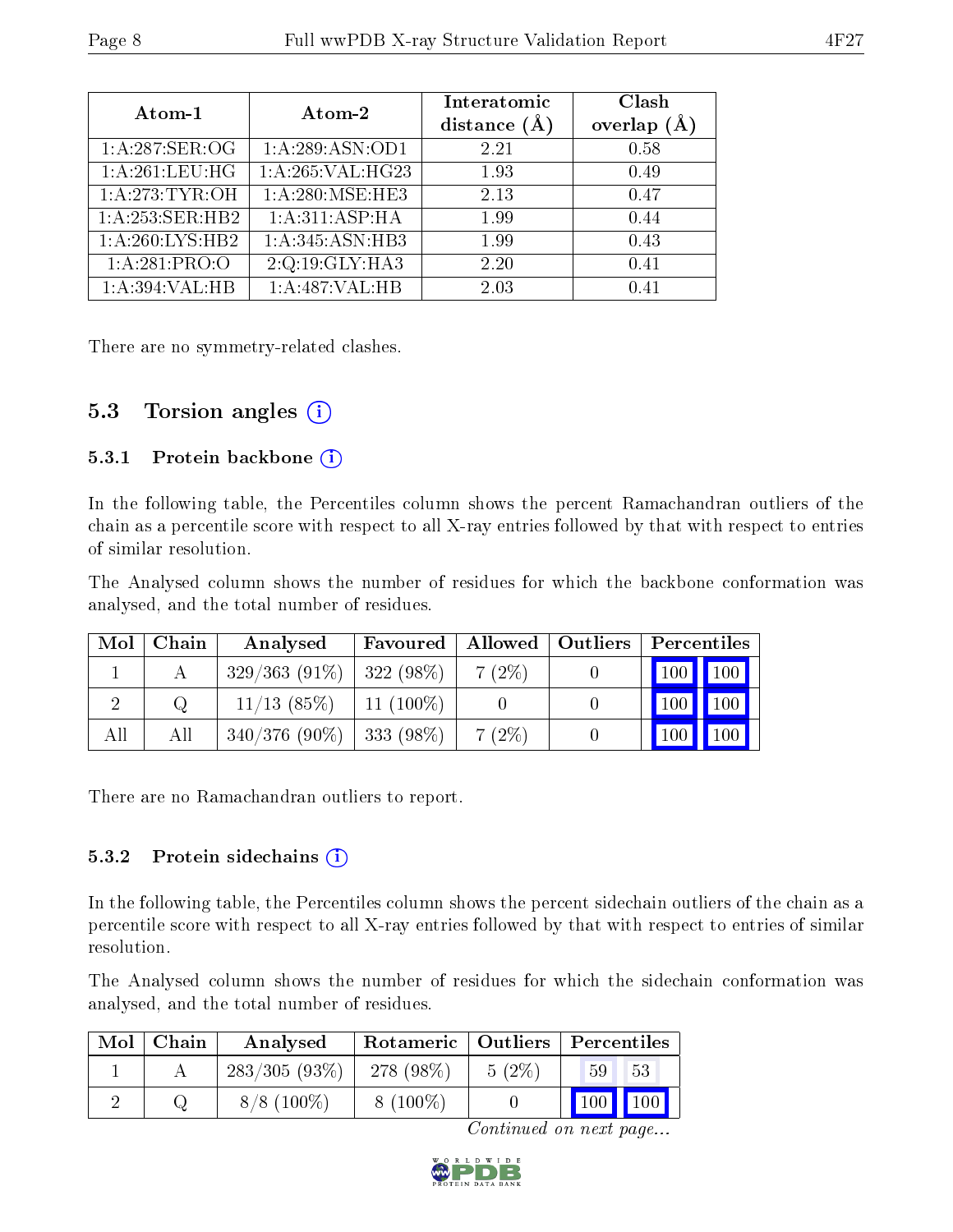| Atom-1 | Atom-2 | Interatomic distance (Å) | Clash overlap (Å) |
|---|---|---|---|
| 1:A:287:SER:OG | 1:A:289:ASN:OD1 | 2.21 | 0.58 |
| 1:A:261:LEU:HG | 1:A:265:VAL:HG23 | 1.93 | 0.49 |
| 1:A:273:TYR:OH | 1:A:280:MSE:HE3 | 2.13 | 0.47 |
| 1:A:253:SER:HB2 | 1:A:311:ASP:HA | 1.99 | 0.44 |
| 1:A:260:LYS:HB2 | 1:A:345:ASN:HB3 | 1.99 | 0.43 |
| 1:A:281:PRO:O | 2:Q:19:GLY:HA3 | 2.20 | 0.41 |
| 1:A:394:VAL:HB | 1:A:487:VAL:HB | 2.03 | 0.41 |

There are no symmetry-related clashes.

## 5.3 Torsion angles

### 5.3.1 Protein backbone

In the following table, the Percentiles column shows the percent Ramachandran outliers of the chain as a percentile score with respect to all X-ray entries followed by that with respect to entries of similar resolution.

The Analysed column shows the number of residues for which the backbone conformation was analysed, and the total number of residues.

| Mol | Chain | Analysed | Favoured | Allowed | Outliers | Percentiles | |
|---|---|---|---|---|---|---|---|
| 1 | A | 329/363 (91%) | 322 (98%) | 7 (2%) | 0 | 100 | 100 |
| 2 | Q | 11/13 (85%) | 11 (100%) | 0 | 0 | 100 | 100 |
| All | All | 340/376 (90%) | 333 (98%) | 7 (2%) | 0 | 100 | 100 |

There are no Ramachandran outliers to report.

### 5.3.2 Protein sidechains

In the following table, the Percentiles column shows the percent sidechain outliers of the chain as a percentile score with respect to all X-ray entries followed by that with respect to entries of similar resolution.

The Analysed column shows the number of residues for which the sidechain conformation was analysed, and the total number of residues.

| Mol | Chain | Analysed | Rotameric | Outliers | Percentiles | |
|---|---|---|---|---|---|---|
| 1 | A | 283/305 (93%) | 278 (98%) | 5 (2%) | 59 | 53 |
| 2 | Q | 8/8 (100%) | 8 (100%) | 0 | 100 | 100 |

*Continued on next page...*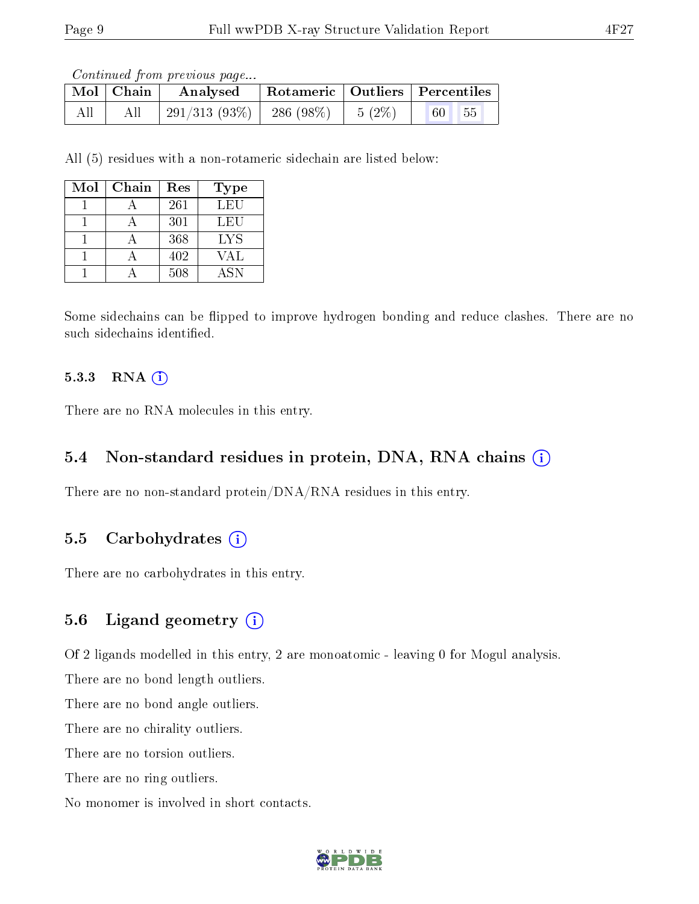*Continued from previous page...*

| Mol | Chain | Analysed | Rotameric | Outliers | Percentiles | |
|---|---|---|---|---|---|---|
| All | All | 291/313 (93%) | 286 (98%) | 5 (2%) | 60 | 55 |

All (5) residues with a non-rotameric sidechain are listed below:

| Mol | Chain | Res | Type |
|---|---|---|---|
| 1 | A | 261 | LEU |
| 1 | A | 301 | LEU |
| 1 | A | 368 | LYS |
| 1 | A | 402 | VAL |
| 1 | A | 508 | ASN |

Some sidechains can be flipped to improve hydrogen bonding and reduce clashes. There are no such sidechains identified.

#### 5.3.3 RNA (i)

There are no RNA molecules in this entry.

### 5.4 Non-standard residues in protein, DNA, RNA chains (i)

There are no non-standard protein/DNA/RNA residues in this entry.

### 5.5 Carbohydrates (i)

There are no carbohydrates in this entry.

### 5.6 Ligand geometry (i)

Of 2 ligands modelled in this entry, 2 are monoatomic - leaving 0 for Mogul analysis.

There are no bond length outliers.

There are no bond angle outliers.

There are no chirality outliers.

There are no torsion outliers.

There are no ring outliers.

No monomer is involved in short contacts.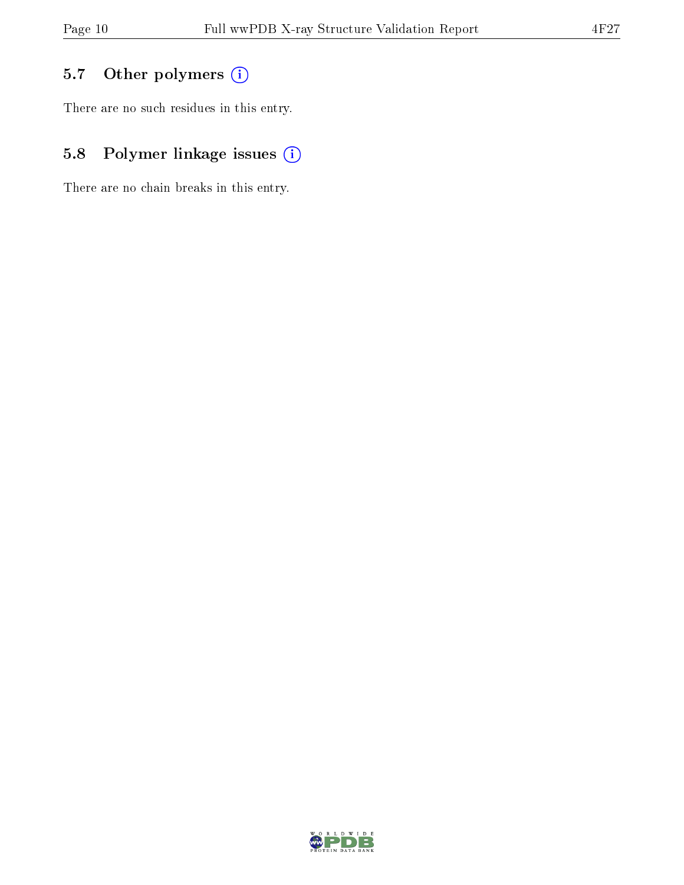### 5.7 Other polymers

There are no such residues in this entry.

### 5.8 Polymer linkage issues

There are no chain breaks in this entry.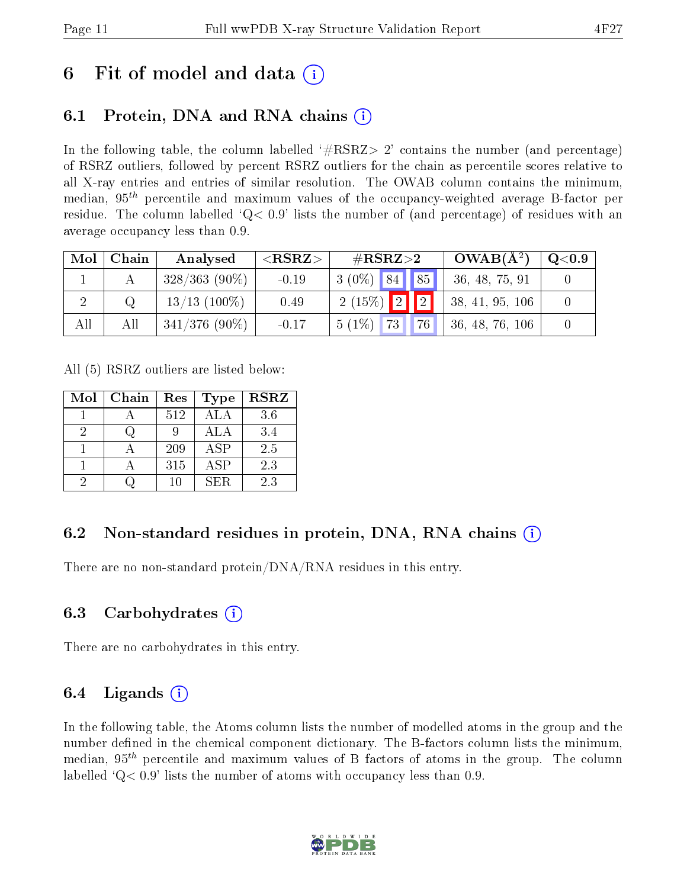# 6 Fit of model and data (i)

## 6.1 Protein, DNA and RNA chains (i)

In the following table, the column labelled '#RSRZ> 2' contains the number (and percentage) of RSRZ outliers, followed by percent RSRZ outliers for the chain as percentile scores relative to all X-ray entries and entries of similar resolution. The OWAB column contains the minimum, median, $95^{th}$ percentile and maximum values of the occupancy-weighted average B-factor per residue. The column labelled 'Q< 0.9' lists the number of (and percentage) of residues with an average occupancy less than 0.9.

| Mol | Chain | Analysed | <RSRZ> | #RSRZ>2 | | | OWAB(Å$^2$) | Q<0.9 |
|---|---|---|---|---|---|---|---|---|
| 1 | A | 328/363 (90%) | -0.19 | 3 (0%) | 84 | 85 | 36, 48, 75, 91 | 0 |
| 2 | Q | 13/13 (100%) | 0.49 | 2 (15%) | 2 | 2 | 38, 41, 95, 106 | 0 |
| All | All | 341/376 (90%) | -0.17 | 5 (1%) | 73 | 76 | 36, 48, 76, 106 | 0 |

All (5) RSRZ outliers are listed below:

| Mol | Chain | Res | Type | RSRZ |
|---|---|---|---|---|
| 1 | A | 512 | ALA | 3.6 |
| 2 | Q | 9 | ALA | 3.4 |
| 1 | A | 209 | ASP | 2.5 |
| 1 | A | 315 | ASP | 2.3 |
| 2 | Q | 10 | SER | 2.3 |

## 6.2 Non-standard residues in protein, DNA, RNA chains (i)

There are no non-standard protein/DNA/RNA residues in this entry.

## 6.3 Carbohydrates (i)

There are no carbohydrates in this entry.

## 6.4 Ligands (i)

In the following table, the Atoms column lists the number of modelled atoms in the group and the number defined in the chemical component dictionary. The B-factors column lists the minimum, median, $95^{th}$ percentile and maximum values of B factors of atoms in the group. The column labelled 'Q< 0.9' lists the number of atoms with occupancy less than 0.9.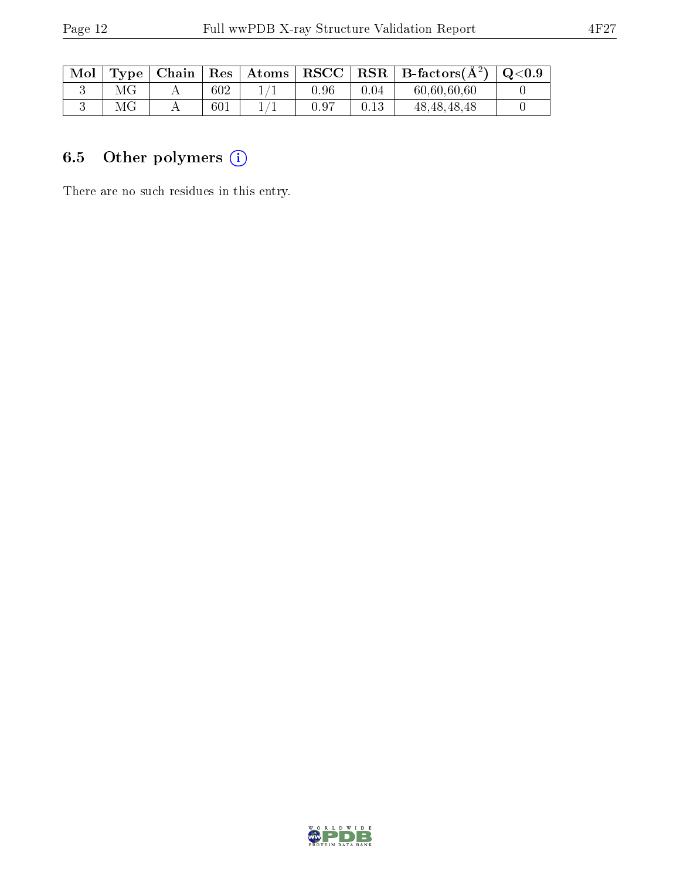| Mol | Type | Chain | Res | Atoms | RSCC | RSR | B-factors($Å^2$) | Q<0.9 |
|---|---|---|---|---|---|---|---|---|
| 3 | MG | A | 602 | 1/1 | 0.96 | 0.04 | 60,60,60,60 | 0 |
| 3 | MG | A | 601 | 1/1 | 0.97 | 0.13 | 48,48,48,48 | 0 |

### 6.5 Other polymers

There are no such residues in this entry.